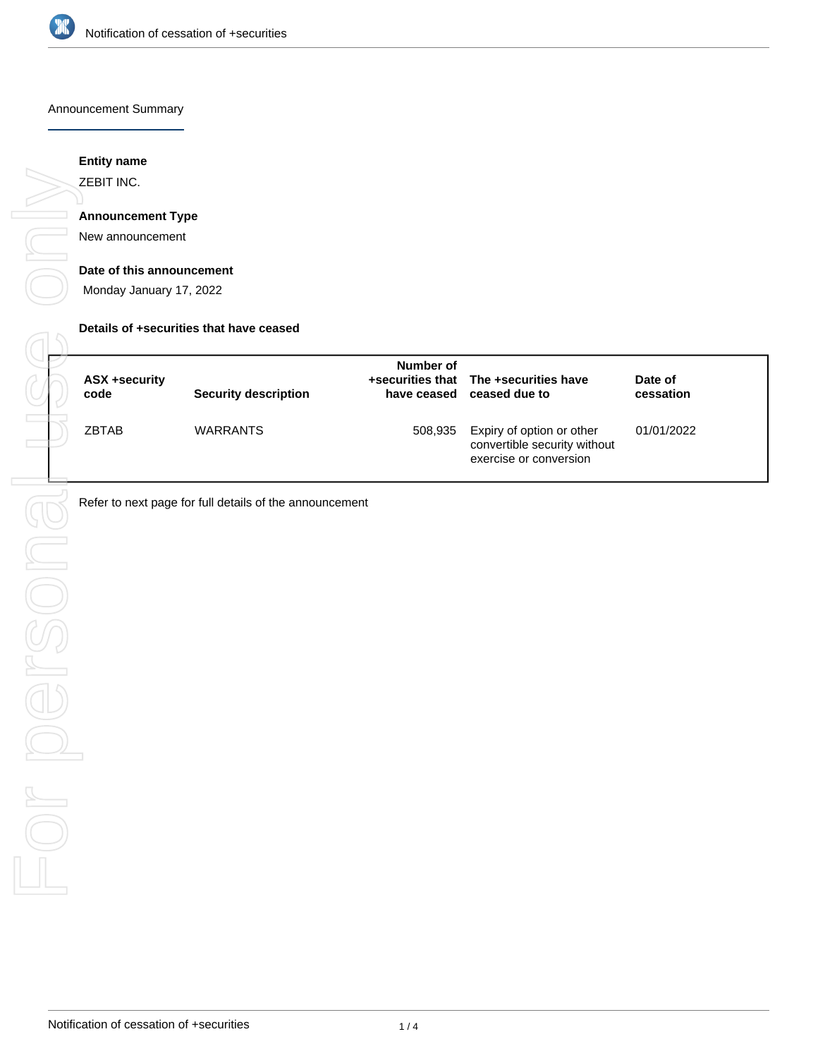Announcement Summary

**Entity name**

ZEBIT INC.

**Announcement Type**

New announcement

**Date of this announcement**

Monday January 17, 2022

**Details of +securities that have ceased**

| ASX +security code | Security description | Number of +securities that have ceased | The +securities have ceased due to | Date of cessation |
|---|---|---|---|---|
| ZBTAB | WARRANTS | 508,935 | Expiry of option or other convertible security without exercise or conversion | 01/01/2022 |

Refer to next page for full details of the announcement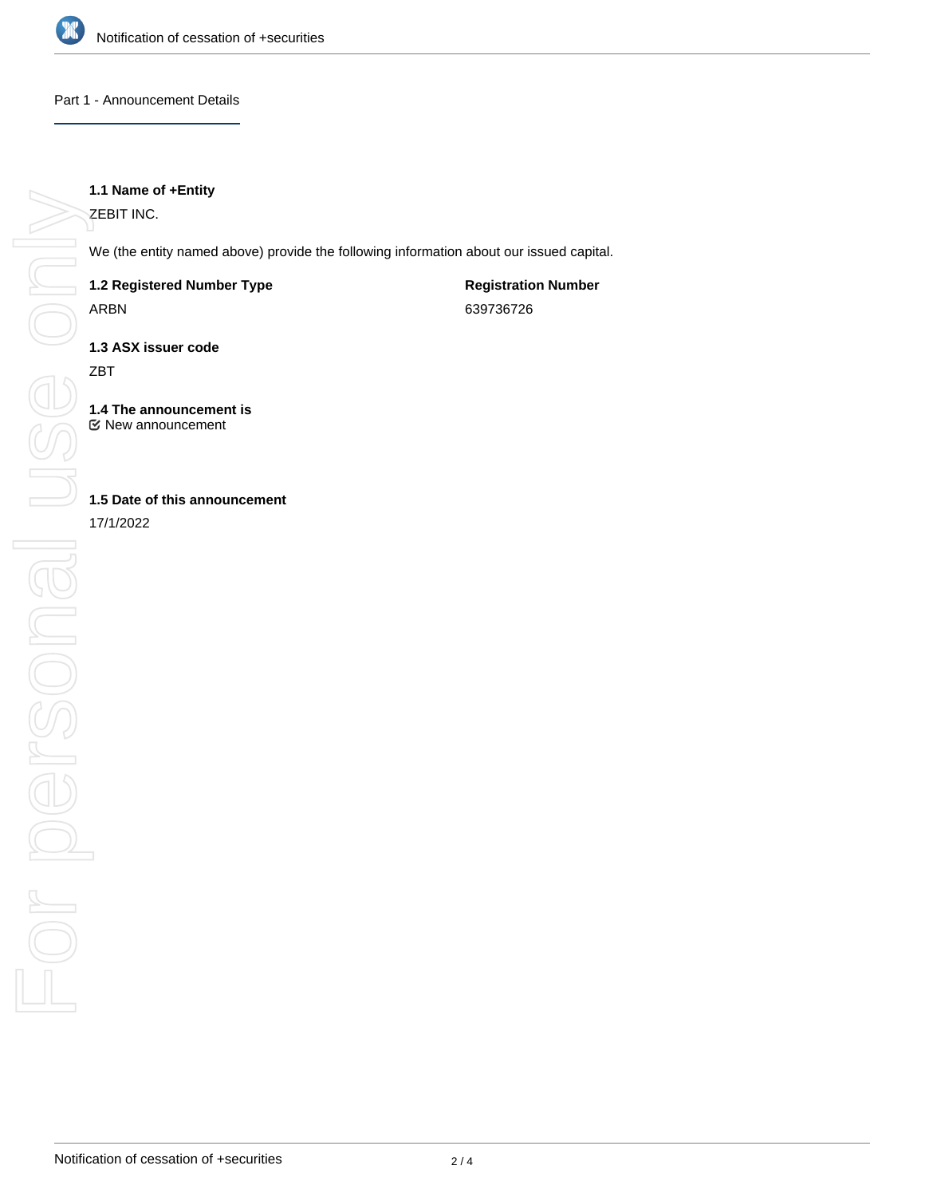## Part 1 - Announcement Details

**1.1 Name of +Entity**

ZEBIT INC.

We (the entity named above) provide the following information about our issued capital.

**1.2 Registered Number Type**

ARBN

**Registration Number**

639736726

**1.3 ASX issuer code**

ZBT

**1.4 The announcement is**

New announcement

**1.5 Date of this announcement**

17/1/2022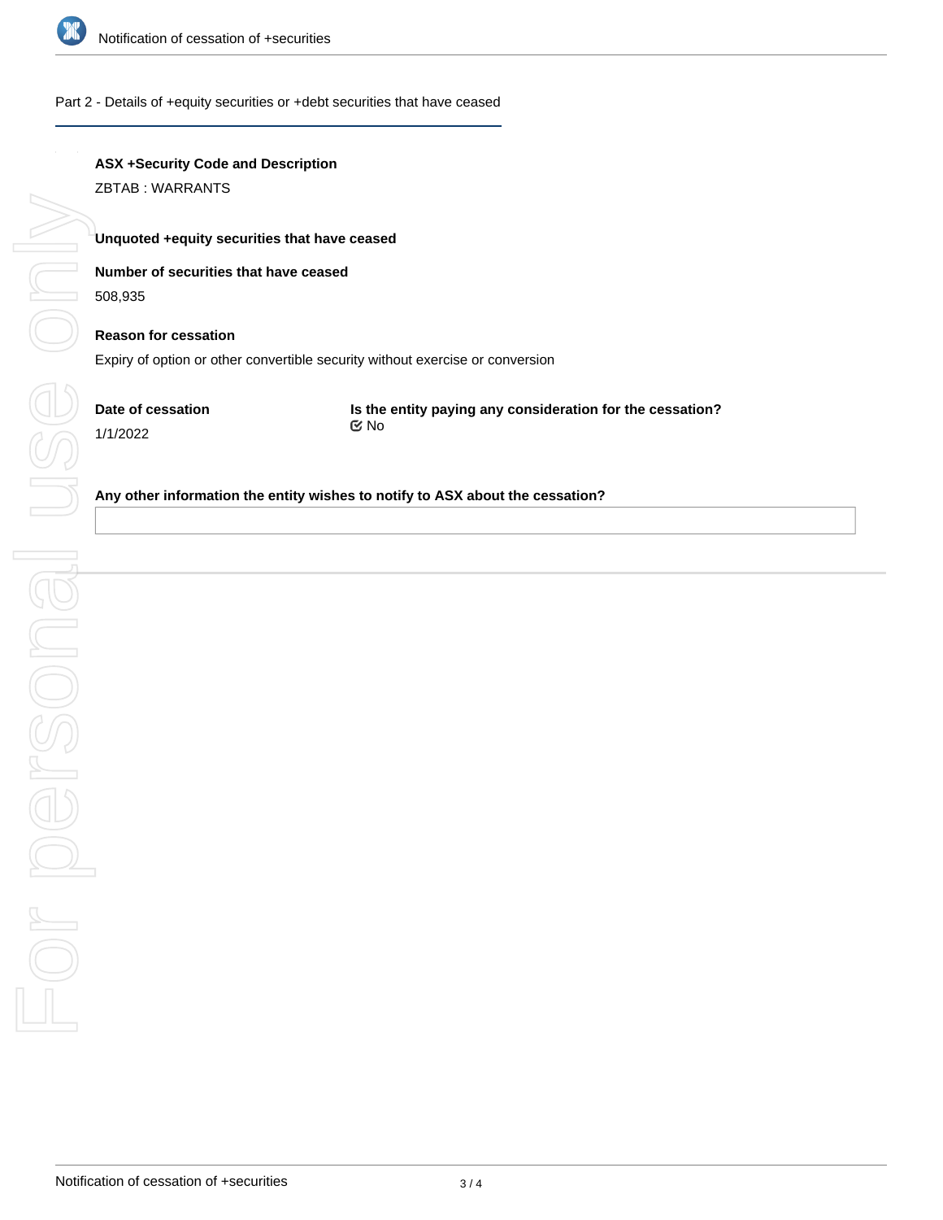## Part 2 - Details of +equity securities or +debt securities that have ceased

**ASX +Security Code and Description**

ZBTAB : WARRANTS

**Unquoted +equity securities that have ceased**

**Number of securities that have ceased**

508,935

**Reason for cessation**

Expiry of option or other convertible security without exercise or conversion

**Date of cessation**

1/1/2022

**Is the entity paying any consideration for the cessation?**

☑ No

**Any other information the entity wishes to notify to ASX about the cessation?**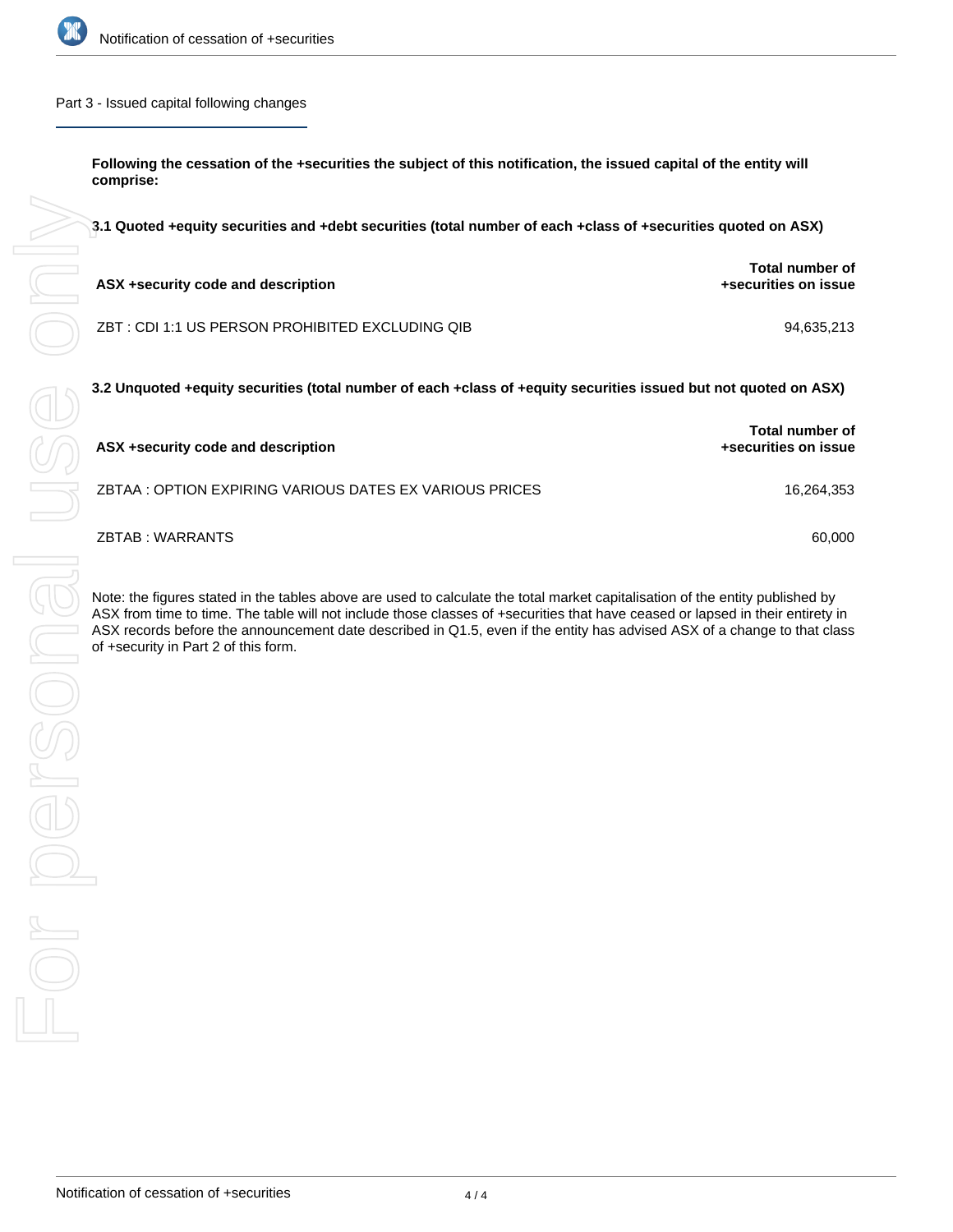## Part 3 - Issued capital following changes

**Following the cessation of the +securities the subject of this notification, the issued capital of the entity will comprise:**

**3.1 Quoted +equity securities and +debt securities (total number of each +class of +securities quoted on ASX)**

| ASX +security code and description | Total number of +securities on issue |
|---|---|
| ZBT : CDI 1:1 US PERSON PROHIBITED EXCLUDING QIB | 94,635,213 |

**3.2 Unquoted +equity securities (total number of each +class of +equity securities issued but not quoted on ASX)**

| ASX +security code and description | Total number of +securities on issue |
|---|---|
| ZBTAA : OPTION EXPIRING VARIOUS DATES EX VARIOUS PRICES | 16,264,353 |
| ZBTAB : WARRANTS | 60,000 |

Note: the figures stated in the tables above are used to calculate the total market capitalisation of the entity published by ASX from time to time. The table will not include those classes of +securities that have ceased or lapsed in their entirety in ASX records before the announcement date described in Q1.5, even if the entity has advised ASX of a change to that class of +security in Part 2 of this form.